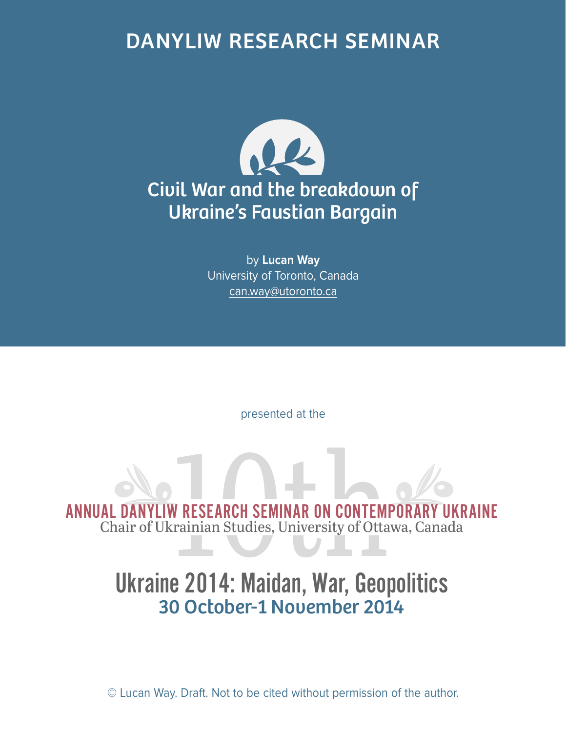DANYLIW RESEARCH SEMINAR

# Civil War and the breakdown of Ukraine's Faustian Bargain

by **Lucan Way**
University of Toronto, Canada
can.way@utoronto.ca

presented at the

10th
ANNUAL DANYLIW RESEARCH SEMINAR ON CONTEMPORARY UKRAINE
Chair of Ukrainian Studies, University of Ottawa, Canada

## Ukraine 2014: Maidan, War, Geopolitics

30 October-1 November 2014

© Lucan Way. Draft. Not to be cited without permission of the author.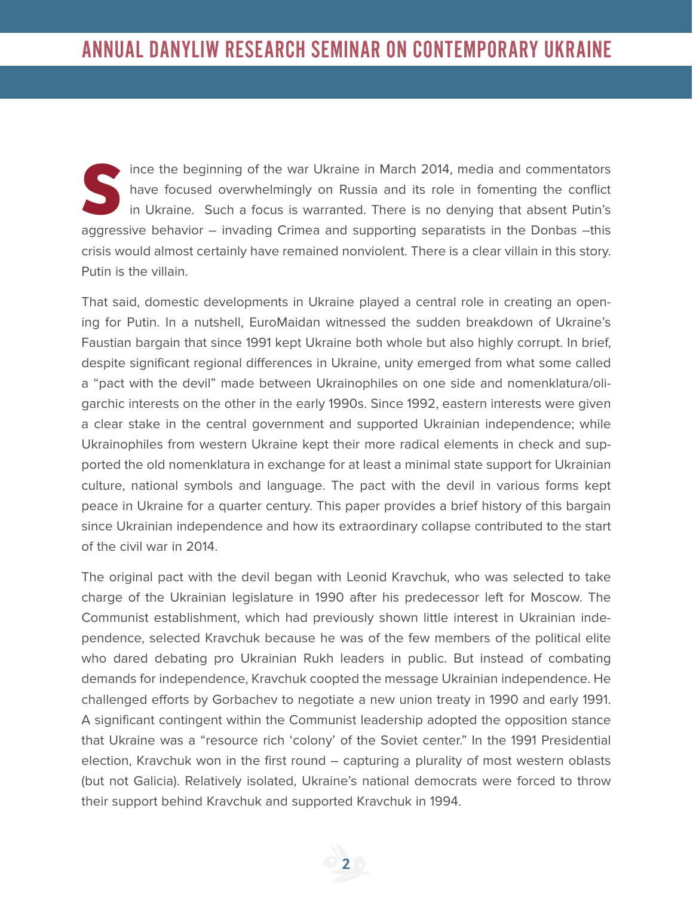Since the beginning of the war Ukraine in March 2014, media and commentators have focused overwhelmingly on Russia and its role in fomenting the conflict in Ukraine. Such a focus is warranted. There is no denying that absent Putin's aggressive behavior – invading Crimea and supporting separatists in the Donbas –this crisis would almost certainly have remained nonviolent. There is a clear villain in this story. Putin is the villain.

That said, domestic developments in Ukraine played a central role in creating an opening for Putin. In a nutshell, EuroMaidan witnessed the sudden breakdown of Ukraine's Faustian bargain that since 1991 kept Ukraine both whole but also highly corrupt. In brief, despite significant regional differences in Ukraine, unity emerged from what some called a "pact with the devil" made between Ukrainophiles on one side and nomenklatura/oligarchic interests on the other in the early 1990s. Since 1992, eastern interests were given a clear stake in the central government and supported Ukrainian independence; while Ukrainophiles from western Ukraine kept their more radical elements in check and supported the old nomenklatura in exchange for at least a minimal state support for Ukrainian culture, national symbols and language. The pact with the devil in various forms kept peace in Ukraine for a quarter century. This paper provides a brief history of this bargain since Ukrainian independence and how its extraordinary collapse contributed to the start of the civil war in 2014.

The original pact with the devil began with Leonid Kravchuk, who was selected to take charge of the Ukrainian legislature in 1990 after his predecessor left for Moscow. The Communist establishment, which had previously shown little interest in Ukrainian independence, selected Kravchuk because he was of the few members of the political elite who dared debating pro Ukrainian Rukh leaders in public. But instead of combating demands for independence, Kravchuk coopted the message Ukrainian independence. He challenged efforts by Gorbachev to negotiate a new union treaty in 1990 and early 1991. A significant contingent within the Communist leadership adopted the opposition stance that Ukraine was a "resource rich 'colony' of the Soviet center." In the 1991 Presidential election, Kravchuk won in the first round – capturing a plurality of most western oblasts (but not Galicia). Relatively isolated, Ukraine's national democrats were forced to throw their support behind Kravchuk and supported Kravchuk in 1994.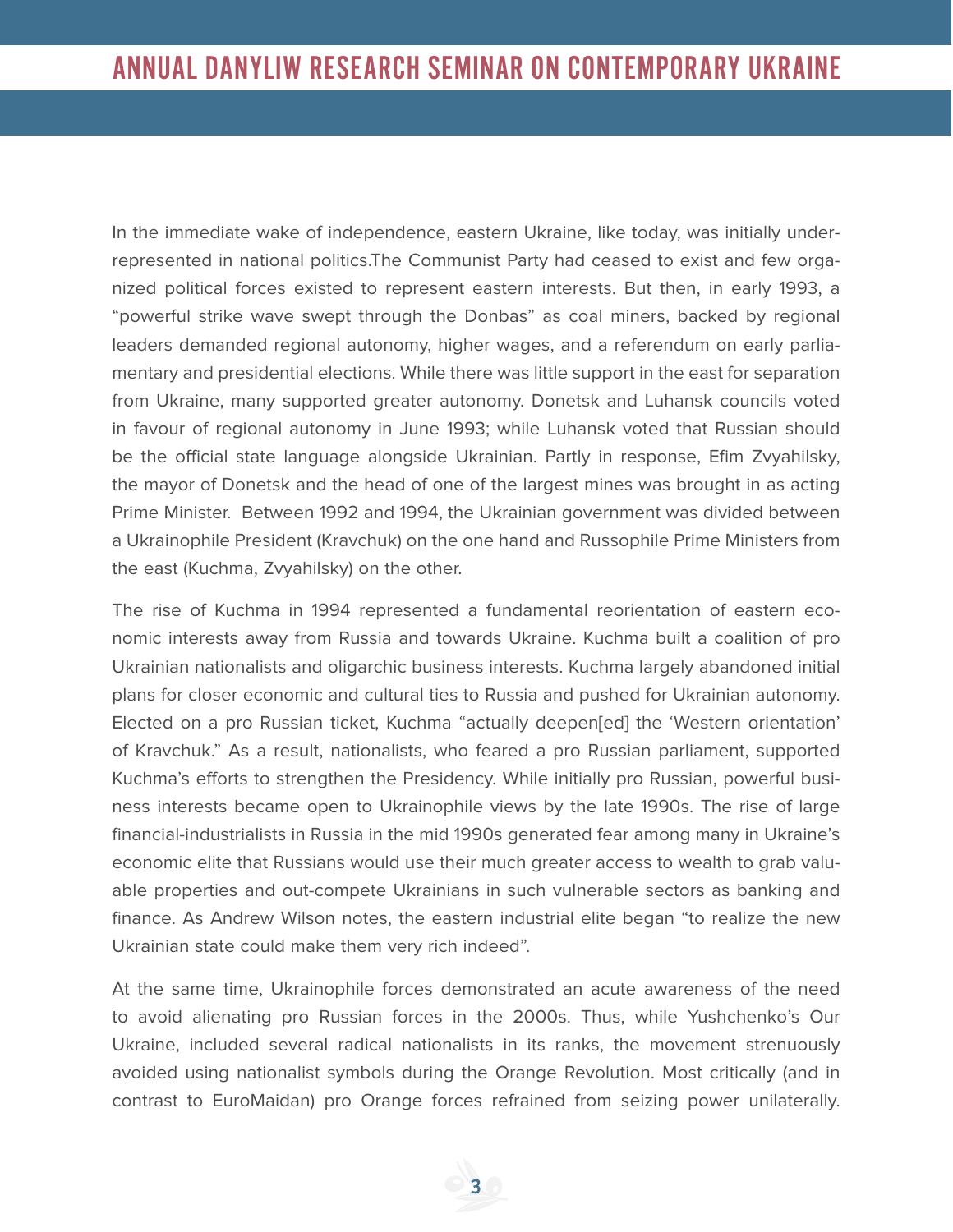In the immediate wake of independence, eastern Ukraine, like today, was initially under-represented in national politics.The Communist Party had ceased to exist and few organized political forces existed to represent eastern interests. But then, in early 1993, a "powerful strike wave swept through the Donbas" as coal miners, backed by regional leaders demanded regional autonomy, higher wages, and a referendum on early parliamentary and presidential elections. While there was little support in the east for separation from Ukraine, many supported greater autonomy. Donetsk and Luhansk councils voted in favour of regional autonomy in June 1993; while Luhansk voted that Russian should be the official state language alongside Ukrainian. Partly in response, Efim Zvyahilsky, the mayor of Donetsk and the head of one of the largest mines was brought in as acting Prime Minister. Between 1992 and 1994, the Ukrainian government was divided between a Ukrainophile President (Kravchuk) on the one hand and Russophile Prime Ministers from the east (Kuchma, Zvyahilsky) on the other.

The rise of Kuchma in 1994 represented a fundamental reorientation of eastern economic interests away from Russia and towards Ukraine. Kuchma built a coalition of pro Ukrainian nationalists and oligarchic business interests. Kuchma largely abandoned initial plans for closer economic and cultural ties to Russia and pushed for Ukrainian autonomy. Elected on a pro Russian ticket, Kuchma "actually deepen[ed] the 'Western orientation' of Kravchuk." As a result, nationalists, who feared a pro Russian parliament, supported Kuchma's efforts to strengthen the Presidency. While initially pro Russian, powerful business interests became open to Ukrainophile views by the late 1990s. The rise of large financial-industrialists in Russia in the mid 1990s generated fear among many in Ukraine's economic elite that Russians would use their much greater access to wealth to grab valuable properties and out-compete Ukrainians in such vulnerable sectors as banking and finance. As Andrew Wilson notes, the eastern industrial elite began "to realize the new Ukrainian state could make them very rich indeed".

At the same time, Ukrainophile forces demonstrated an acute awareness of the need to avoid alienating pro Russian forces in the 2000s. Thus, while Yushchenko's Our Ukraine, included several radical nationalists in its ranks, the movement strenuously avoided using nationalist symbols during the Orange Revolution. Most critically (and in contrast to EuroMaidan) pro Orange forces refrained from seizing power unilaterally.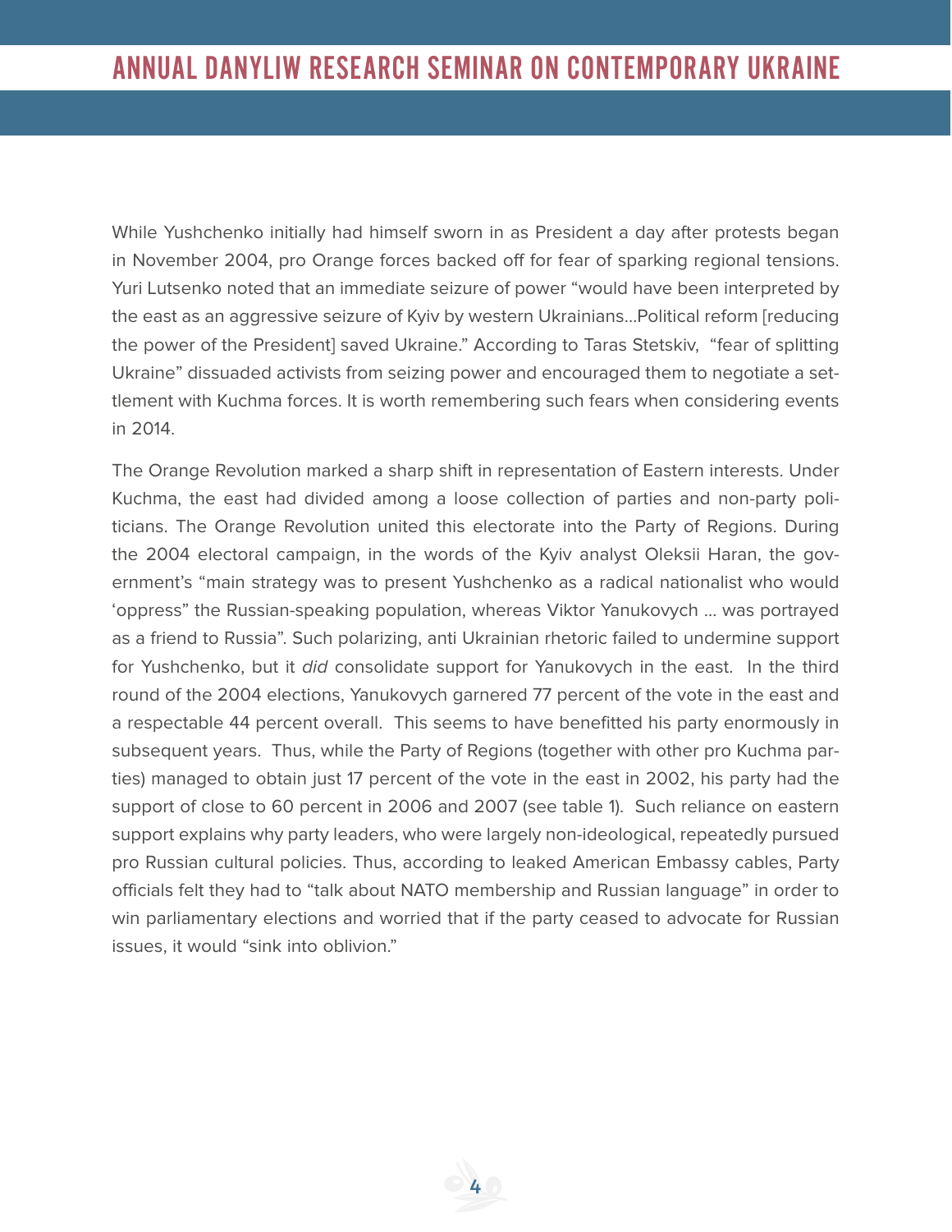While Yushchenko initially had himself sworn in as President a day after protests began in November 2004, pro Orange forces backed off for fear of sparking regional tensions. Yuri Lutsenko noted that an immediate seizure of power "would have been interpreted by the east as an aggressive seizure of Kyiv by western Ukrainians…Political reform [reducing the power of the President] saved Ukraine." According to Taras Stetskiv, "fear of splitting Ukraine" dissuaded activists from seizing power and encouraged them to negotiate a settlement with Kuchma forces. It is worth remembering such fears when considering events in 2014.

The Orange Revolution marked a sharp shift in representation of Eastern interests. Under Kuchma, the east had divided among a loose collection of parties and non-party politicians. The Orange Revolution united this electorate into the Party of Regions. During the 2004 electoral campaign, in the words of the Kyiv analyst Oleksii Haran, the government's "main strategy was to present Yushchenko as a radical nationalist who would 'oppress" the Russian-speaking population, whereas Viktor Yanukovych … was portrayed as a friend to Russia". Such polarizing, anti Ukrainian rhetoric failed to undermine support for Yushchenko, but it *did* consolidate support for Yanukovych in the east. In the third round of the 2004 elections, Yanukovych garnered 77 percent of the vote in the east and a respectable 44 percent overall. This seems to have benefitted his party enormously in subsequent years. Thus, while the Party of Regions (together with other pro Kuchma parties) managed to obtain just 17 percent of the vote in the east in 2002, his party had the support of close to 60 percent in 2006 and 2007 (see table 1). Such reliance on eastern support explains why party leaders, who were largely non-ideological, repeatedly pursued pro Russian cultural policies. Thus, according to leaked American Embassy cables, Party officials felt they had to "talk about NATO membership and Russian language" in order to win parliamentary elections and worried that if the party ceased to advocate for Russian issues, it would "sink into oblivion."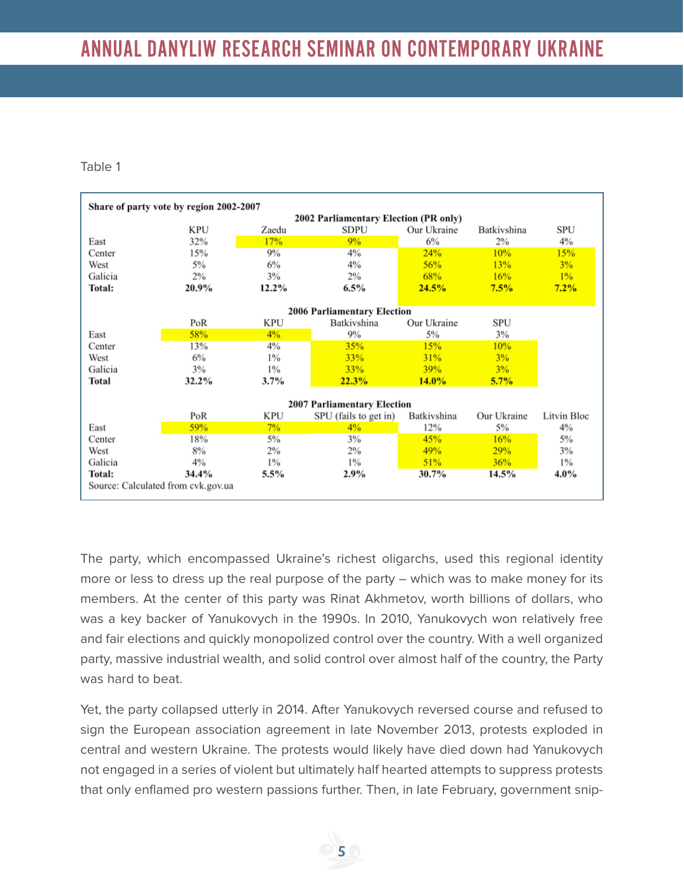Table 1

**Share of party vote by region 2002-2007**

| 2002 Parliamentary Election (PR only) | | | | | | |
|---|---|---|---|---|---|---|
| | KPU | Zaedu | SDPU | Our Ukraine | Batkivshina | SPU |
| East | 32% | 17% | 9% | 6% | 2% | 4% |
| Center | 15% | 9% | 4% | 24% | 10% | 15% |
| West | 5% | 6% | 4% | 56% | 13% | 3% |
| Galicia | 2% | 3% | 2% | 68% | 16% | 1% |
| **Total:** | **20.9%** | **12.2%** | **6.5%** | **24.5%** | **7.5%** | **7.2%** |

| 2006 Parliamentary Election | | | | | |
|---|---|---|---|---|---|
| | PoR | KPU | Batkivshina | Our Ukraine | SPU |
| East | 58% | 4% | 9% | 5% | 3% |
| Center | 13% | 4% | 35% | 15% | 10% |
| West | 6% | 1% | 33% | 31% | 3% |
| Galicia | 3% | 1% | 33% | 39% | 3% |
| **Total** | **32.2%** | **3.7%** | **22.3%** | **14.0%** | **5.7%** |

| 2007 Parliamentary Election | | | | | | |
|---|---|---|---|---|---|---|
| | PoR | KPU | SPU (fails to get in) | Batkivshina | Our Ukraine | Litvin Bloc |
| East | 59% | 7% | 4% | 12% | 5% | 4% |
| Center | 18% | 5% | 3% | 45% | 16% | 5% |
| West | 8% | 2% | 2% | 49% | 29% | 3% |
| Galicia | 4% | 1% | 1% | 51% | 36% | 1% |
| **Total:** | **34.4%** | **5.5%** | **2.9%** | **30.7%** | **14.5%** | **4.0%** |

Source: Calculated from cvk.gov.ua

The party, which encompassed Ukraine's richest oligarchs, used this regional identity more or less to dress up the real purpose of the party – which was to make money for its members. At the center of this party was Rinat Akhmetov, worth billions of dollars, who was a key backer of Yanukovych in the 1990s. In 2010, Yanukovych won relatively free and fair elections and quickly monopolized control over the country. With a well organized party, massive industrial wealth, and solid control over almost half of the country, the Party was hard to beat.

Yet, the party collapsed utterly in 2014. After Yanukovych reversed course and refused to sign the European association agreement in late November 2013, protests exploded in central and western Ukraine. The protests would likely have died down had Yanukovych not engaged in a series of violent but ultimately half hearted attempts to suppress protests that only enflamed pro western passions further. Then, in late February, government snip-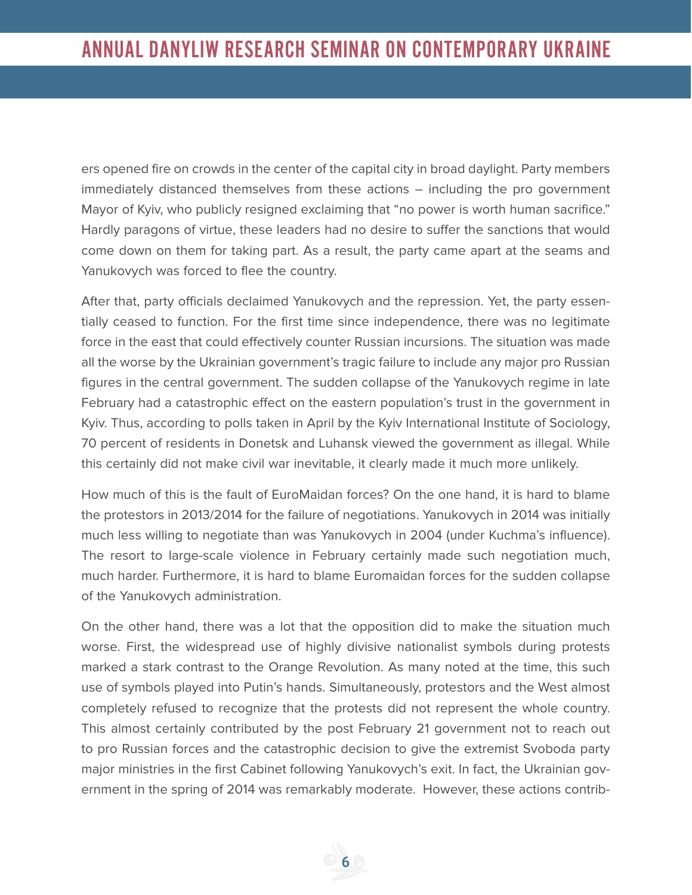ers opened fire on crowds in the center of the capital city in broad daylight. Party members immediately distanced themselves from these actions – including the pro government Mayor of Kyiv, who publicly resigned exclaiming that "no power is worth human sacrifice." Hardly paragons of virtue, these leaders had no desire to suffer the sanctions that would come down on them for taking part. As a result, the party came apart at the seams and Yanukovych was forced to flee the country.

After that, party officials declaimed Yanukovych and the repression. Yet, the party essentially ceased to function. For the first time since independence, there was no legitimate force in the east that could effectively counter Russian incursions. The situation was made all the worse by the Ukrainian government's tragic failure to include any major pro Russian figures in the central government. The sudden collapse of the Yanukovych regime in late February had a catastrophic effect on the eastern population's trust in the government in Kyiv. Thus, according to polls taken in April by the Kyiv International Institute of Sociology, 70 percent of residents in Donetsk and Luhansk viewed the government as illegal. While this certainly did not make civil war inevitable, it clearly made it much more unlikely.

How much of this is the fault of EuroMaidan forces? On the one hand, it is hard to blame the protestors in 2013/2014 for the failure of negotiations. Yanukovych in 2014 was initially much less willing to negotiate than was Yanukovych in 2004 (under Kuchma's influence). The resort to large-scale violence in February certainly made such negotiation much, much harder. Furthermore, it is hard to blame Euromaidan forces for the sudden collapse of the Yanukovych administration.

On the other hand, there was a lot that the opposition did to make the situation much worse. First, the widespread use of highly divisive nationalist symbols during protests marked a stark contrast to the Orange Revolution. As many noted at the time, this such use of symbols played into Putin's hands. Simultaneously, protestors and the West almost completely refused to recognize that the protests did not represent the whole country. This almost certainly contributed by the post February 21 government not to reach out to pro Russian forces and the catastrophic decision to give the extremist Svoboda party major ministries in the first Cabinet following Yanukovych's exit. In fact, the Ukrainian government in the spring of 2014 was remarkably moderate. However, these actions contrib-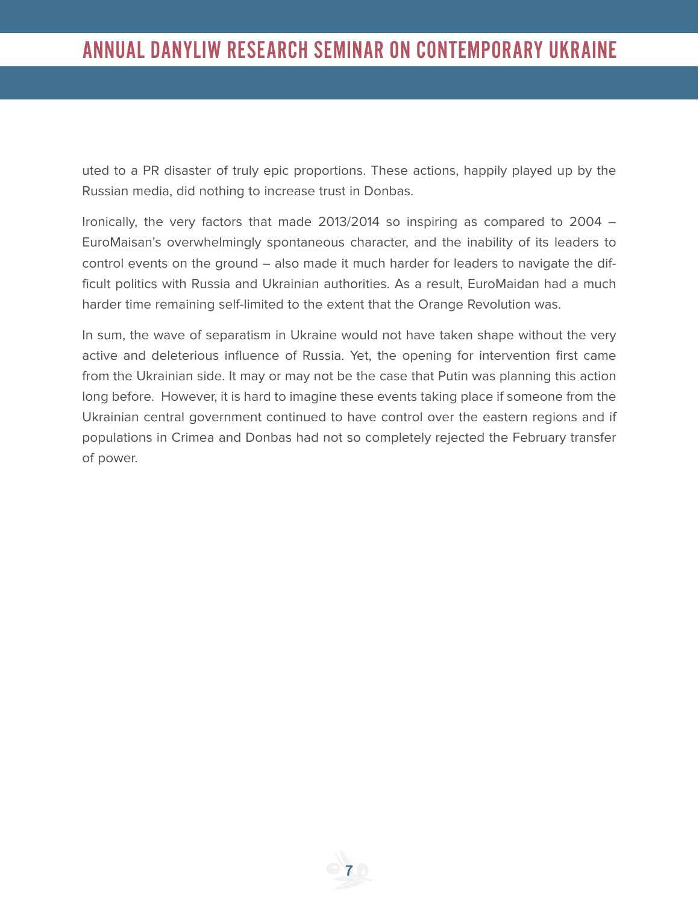uted to a PR disaster of truly epic proportions. These actions, happily played up by the Russian media, did nothing to increase trust in Donbas.

Ironically, the very factors that made 2013/2014 so inspiring as compared to 2004 – EuroMaisan's overwhelmingly spontaneous character, and the inability of its leaders to control events on the ground – also made it much harder for leaders to navigate the difficult politics with Russia and Ukrainian authorities. As a result, EuroMaidan had a much harder time remaining self-limited to the extent that the Orange Revolution was.

In sum, the wave of separatism in Ukraine would not have taken shape without the very active and deleterious influence of Russia. Yet, the opening for intervention first came from the Ukrainian side. It may or may not be the case that Putin was planning this action long before. However, it is hard to imagine these events taking place if someone from the Ukrainian central government continued to have control over the eastern regions and if populations in Crimea and Donbas had not so completely rejected the February transfer of power.